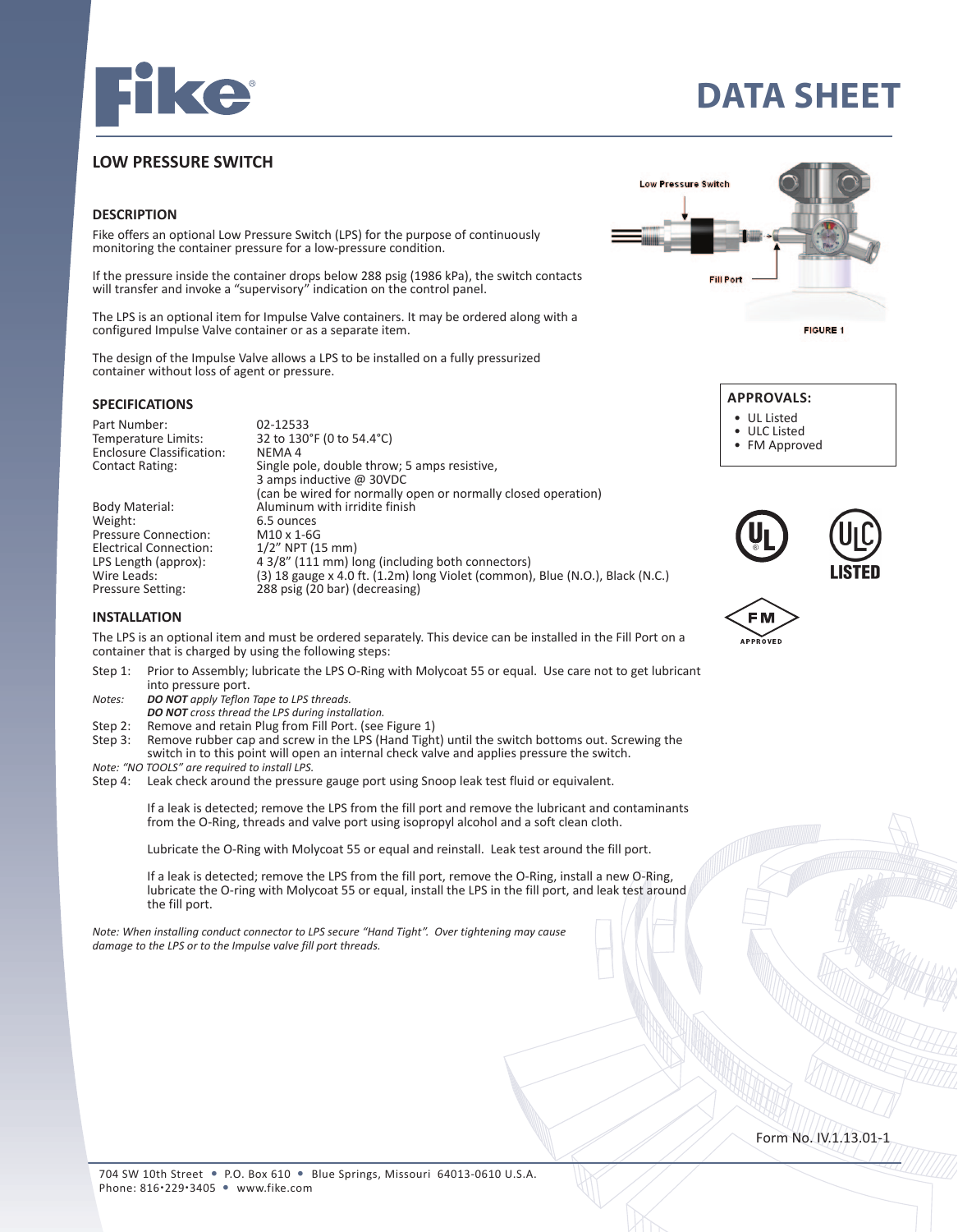# Fike

# DATA SHEET

## LOW PRESSURE SWITCH

### DESCRIPTION

Fike offers an optional Low Pressure Switch (LPS) for the purpose of continuously monitoring the container pressure for a low-pressure condition.

If the pressure inside the container drops below 288 psig (1986 kPa), the switch contacts will transfer and invoke a "supervisory" indication on the control panel.

The LPS is an optional item for Impulse Valve containers. It may be ordered along with a configured Impulse Valve container or as a separate item.

The design of the Impulse Valve allows a LPS to be installed on a fully pressurized container without loss of agent or pressure.

Low Pressure Switch

Fill Port

FIGURE 1

### APPROVALS:

- UL Listed
- ULC Listed
- FM Approved

### SPECIFICATIONS

| | |
|---|---|
| Part Number: | 02-12533 |
| Temperature Limits: | 32 to 130°F (0 to 54.4°C) |
| Enclosure Classification: | NEMA 4 |
| Contact Rating: | Single pole, double throw; 5 amps resistive, 3 amps inductive @ 30VDC (can be wired for normally open or normally closed operation) |
| Body Material: | Aluminum with irridite finish |
| Weight: | 6.5 ounces |
| Pressure Connection: | M10 x 1-6G |
| Electrical Connection: | 1/2" NPT (15 mm) |
| LPS Length (approx): | 4 3/8" (111 mm) long (including both connectors) |
| Wire Leads: | (3) 18 gauge x 4.0 ft. (1.2m) long Violet (common), Blue (N.O.), Black (N.C.) |
| Pressure Setting: | 288 psig (20 bar) (decreasing) |

### INSTALLATION

The LPS is an optional item and must be ordered separately. This device can be installed in the Fill Port on a container that is charged by using the following steps:

Step 1: Prior to Assembly; lubricate the LPS O-Ring with Molycoat 55 or equal. Use care not to get lubricant into pressure port.

*Notes:* ***DO NOT*** *apply Teflon Tape to LPS threads.*
***DO NOT*** *cross thread the LPS during installation.*

Step 2: Remove and retain Plug from Fill Port. (see Figure 1)

Step 3: Remove rubber cap and screw in the LPS (Hand Tight) until the switch bottoms out. Screwing the switch in to this point will open an internal check valve and applies pressure the switch.

*Note: "NO TOOLS" are required to install LPS.*

Step 4: Leak check around the pressure gauge port using Snoop leak test fluid or equivalent.

If a leak is detected; remove the LPS from the fill port and remove the lubricant and contaminants from the O-Ring, threads and valve port using isopropyl alcohol and a soft clean cloth.

Lubricate the O-Ring with Molycoat 55 or equal and reinstall. Leak test around the fill port.

If a leak is detected; remove the LPS from the fill port, remove the O-Ring, install a new O-Ring, lubricate the O-ring with Molycoat 55 or equal, install the LPS in the fill port, and leak test around the fill port.

*Note: When installing conduct connector to LPS secure "Hand Tight". Over tightening may cause damage to the LPS or to the Impulse valve fill port threads.*

Form No. IV.1.13.01-1

704 SW 10th Street • P.O. Box 610 • Blue Springs, Missouri 64013-0610 U.S.A.
Phone: 816•229•3405 • www.fike.com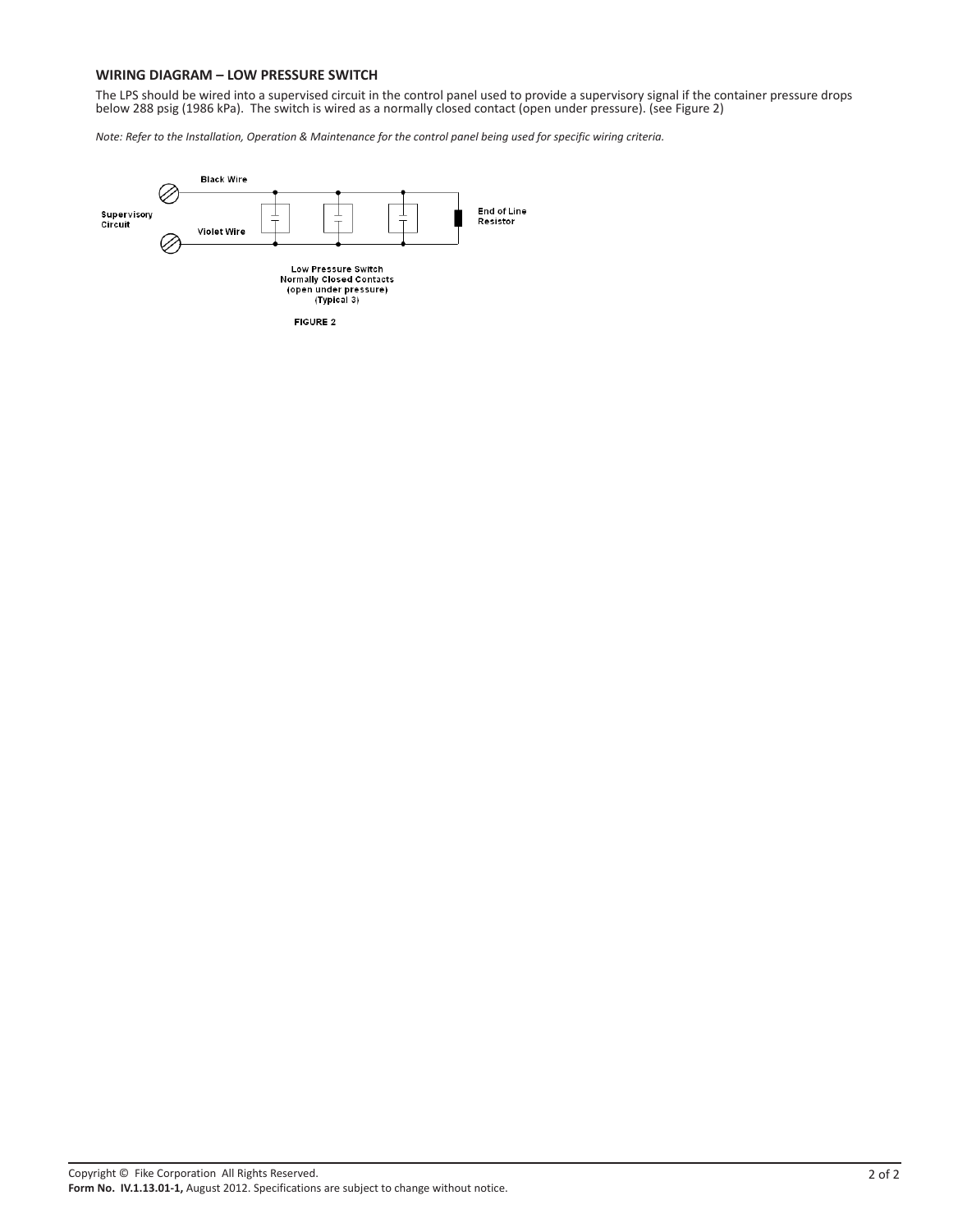## WIRING DIAGRAM – LOW PRESSURE SWITCH

The LPS should be wired into a supervised circuit in the control panel used to provide a supervisory signal if the container pressure drops below 288 psig (1986 kPa). The switch is wired as a normally closed contact (open under pressure). (see Figure 2)

*Note: Refer to the Installation, Operation & Maintenance for the control panel being used for specific wiring criteria.*

Black Wire

Supervisory Circuit

Violet Wire

End of Line Resistor

Low Pressure Switch
Normally Closed Contacts
(open under pressure)
(Typical 3)

FIGURE 2

Copyright © Fike Corporation All Rights Reserved.
**Form No. IV.1.13.01-1,** August 2012. Specifications are subject to change without notice.